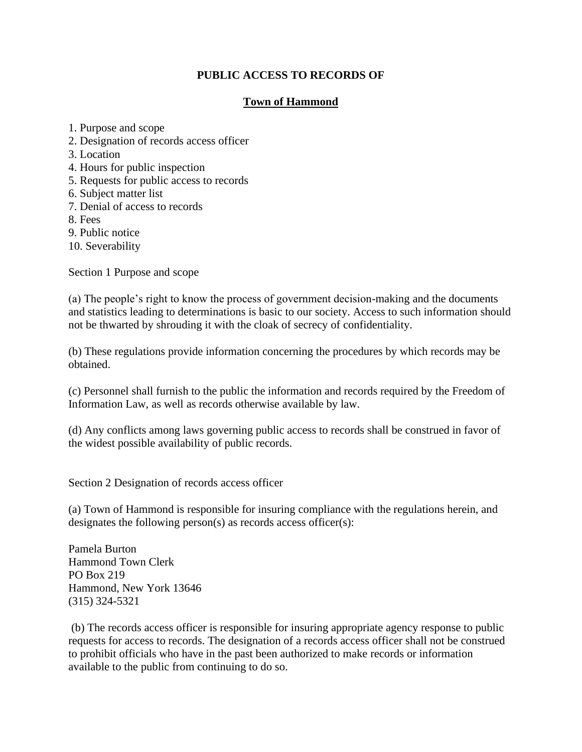# PUBLIC ACCESS TO RECORDS OF

## Town of Hammond

1. Purpose and scope
2. Designation of records access officer
3. Location
4. Hours for public inspection
5. Requests for public access to records
6. Subject matter list
7. Denial of access to records
8. Fees
9. Public notice
10. Severability

Section 1 Purpose and scope

(a) The people's right to know the process of government decision-making and the documents and statistics leading to determinations is basic to our society. Access to such information should not be thwarted by shrouding it with the cloak of secrecy of confidentiality.

(b) These regulations provide information concerning the procedures by which records may be obtained.

(c) Personnel shall furnish to the public the information and records required by the Freedom of Information Law, as well as records otherwise available by law.

(d) Any conflicts among laws governing public access to records shall be construed in favor of the widest possible availability of public records.

Section 2 Designation of records access officer

(a) Town of Hammond is responsible for insuring compliance with the regulations herein, and designates the following person(s) as records access officer(s):

Pamela Burton  
Hammond Town Clerk  
PO Box 219  
Hammond, New York 13646  
(315) 324-5321

(b) The records access officer is responsible for insuring appropriate agency response to public requests for access to records. The designation of a records access officer shall not be construed to prohibit officials who have in the past been authorized to make records or information available to the public from continuing to do so.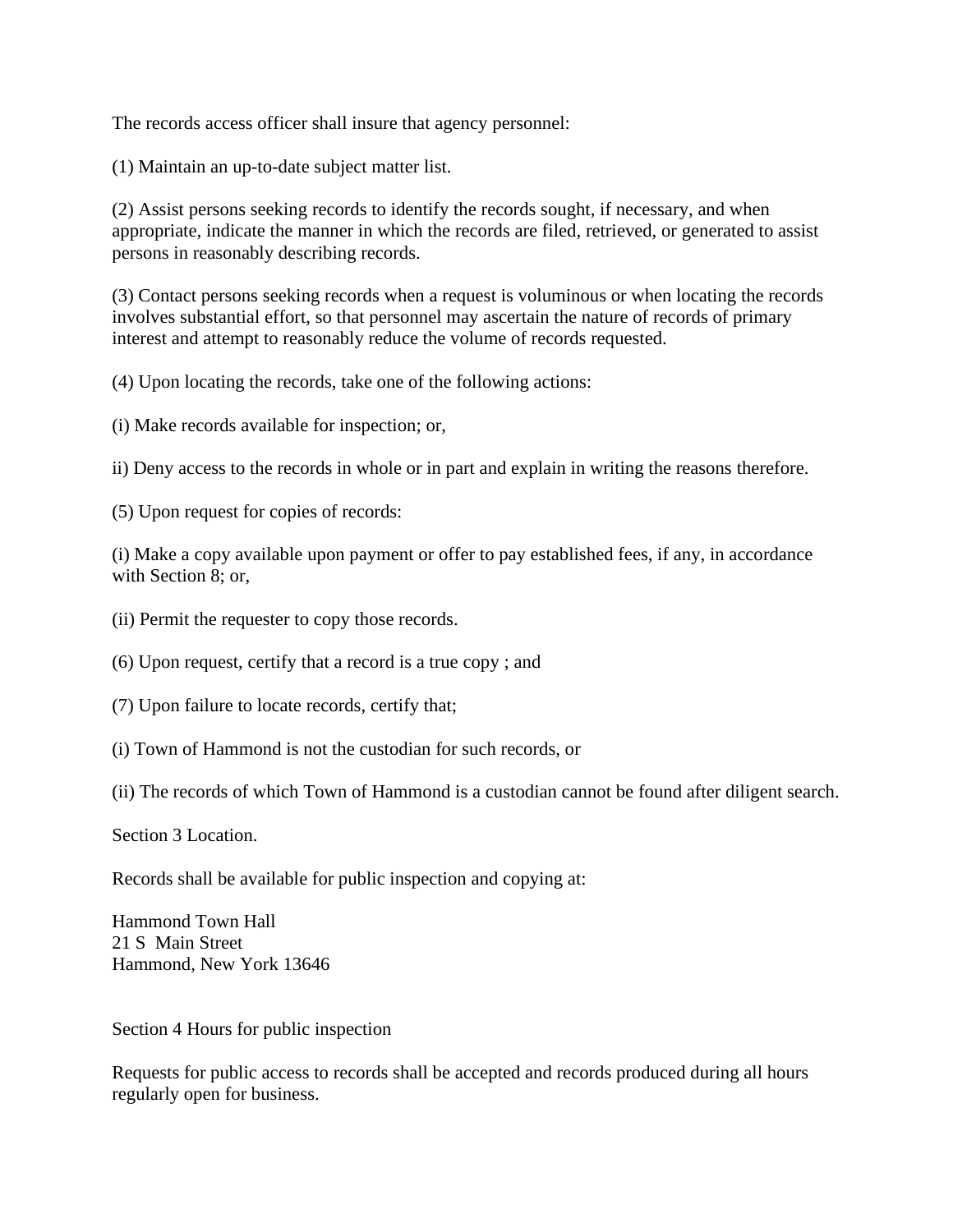The records access officer shall insure that agency personnel:

(1) Maintain an up-to-date subject matter list.

(2) Assist persons seeking records to identify the records sought, if necessary, and when appropriate, indicate the manner in which the records are filed, retrieved, or generated to assist persons in reasonably describing records.

(3) Contact persons seeking records when a request is voluminous or when locating the records involves substantial effort, so that personnel may ascertain the nature of records of primary interest and attempt to reasonably reduce the volume of records requested.

(4) Upon locating the records, take one of the following actions:

(i) Make records available for inspection; or,

ii) Deny access to the records in whole or in part and explain in writing the reasons therefore.

(5) Upon request for copies of records:

(i) Make a copy available upon payment or offer to pay established fees, if any, in accordance with Section 8; or,

(ii) Permit the requester to copy those records.

(6) Upon request, certify that a record is a true copy ; and

(7) Upon failure to locate records, certify that;

(i) Town of Hammond is not the custodian for such records, or

(ii) The records of which Town of Hammond is a custodian cannot be found after diligent search.

Section 3 Location.

Records shall be available for public inspection and copying at:

Hammond Town Hall
21 S Main Street
Hammond, New York 13646

Section 4 Hours for public inspection

Requests for public access to records shall be accepted and records produced during all hours regularly open for business.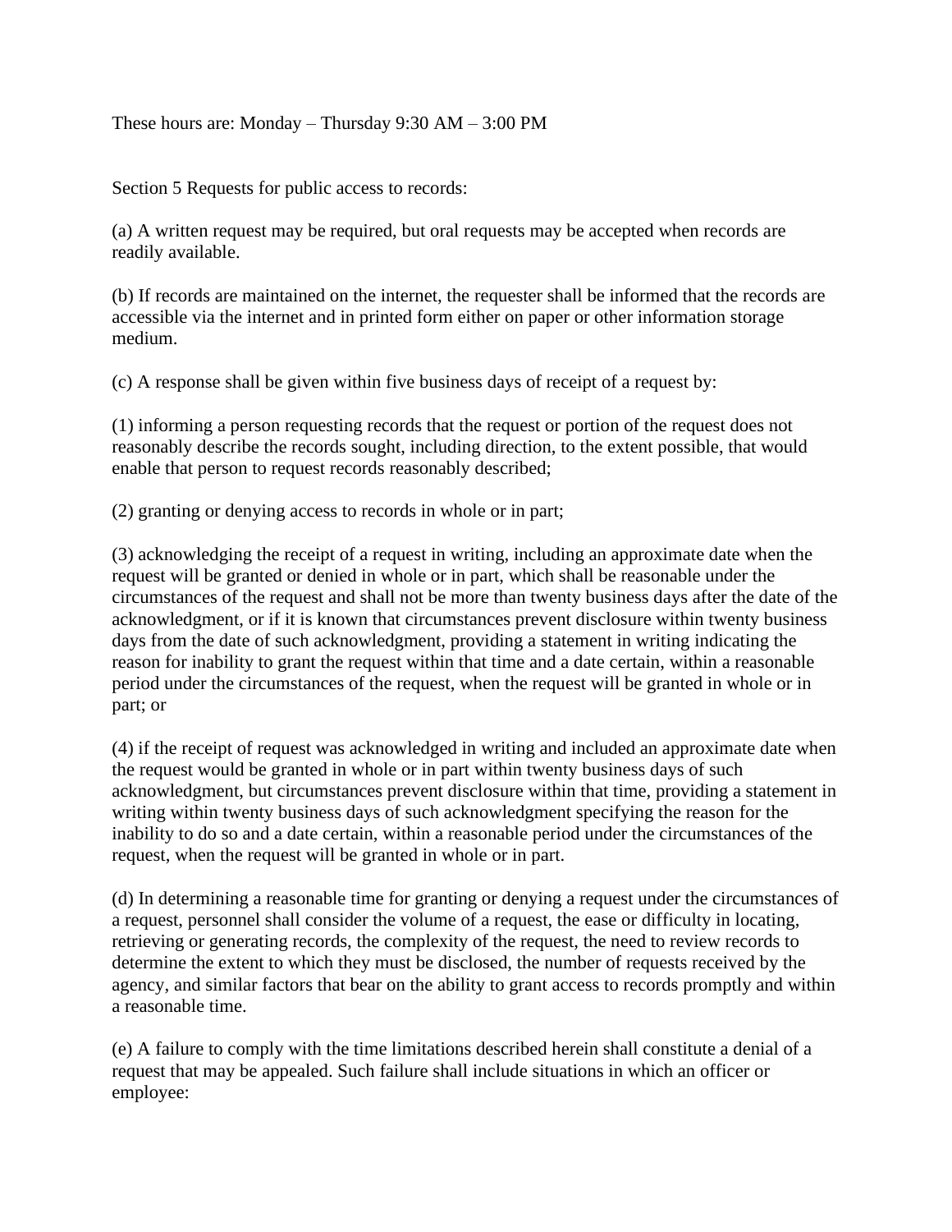These hours are: Monday – Thursday 9:30 AM – 3:00 PM

Section 5 Requests for public access to records:

(a) A written request may be required, but oral requests may be accepted when records are readily available.

(b) If records are maintained on the internet, the requester shall be informed that the records are accessible via the internet and in printed form either on paper or other information storage medium.

(c) A response shall be given within five business days of receipt of a request by:

(1) informing a person requesting records that the request or portion of the request does not reasonably describe the records sought, including direction, to the extent possible, that would enable that person to request records reasonably described;

(2) granting or denying access to records in whole or in part;

(3) acknowledging the receipt of a request in writing, including an approximate date when the request will be granted or denied in whole or in part, which shall be reasonable under the circumstances of the request and shall not be more than twenty business days after the date of the acknowledgment, or if it is known that circumstances prevent disclosure within twenty business days from the date of such acknowledgment, providing a statement in writing indicating the reason for inability to grant the request within that time and a date certain, within a reasonable period under the circumstances of the request, when the request will be granted in whole or in part; or

(4) if the receipt of request was acknowledged in writing and included an approximate date when the request would be granted in whole or in part within twenty business days of such acknowledgment, but circumstances prevent disclosure within that time, providing a statement in writing within twenty business days of such acknowledgment specifying the reason for the inability to do so and a date certain, within a reasonable period under the circumstances of the request, when the request will be granted in whole or in part.

(d) In determining a reasonable time for granting or denying a request under the circumstances of a request, personnel shall consider the volume of a request, the ease or difficulty in locating, retrieving or generating records, the complexity of the request, the need to review records to determine the extent to which they must be disclosed, the number of requests received by the agency, and similar factors that bear on the ability to grant access to records promptly and within a reasonable time.

(e) A failure to comply with the time limitations described herein shall constitute a denial of a request that may be appealed. Such failure shall include situations in which an officer or employee: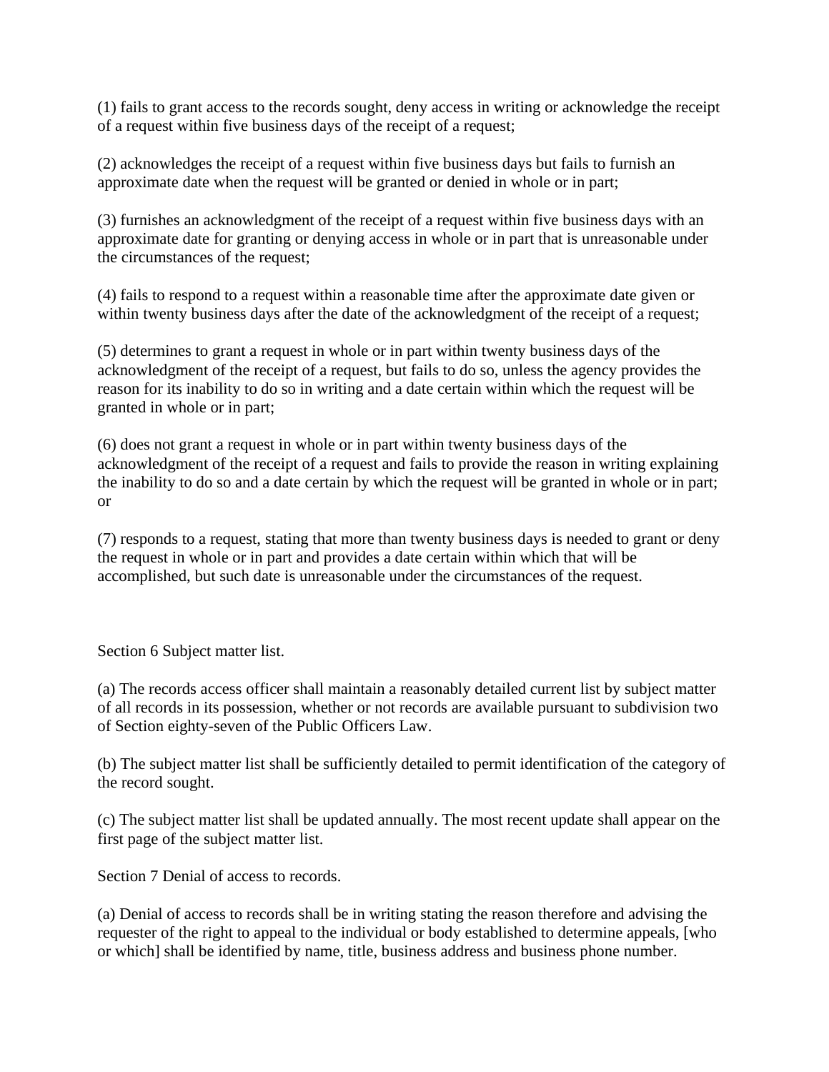(1) fails to grant access to the records sought, deny access in writing or acknowledge the receipt of a request within five business days of the receipt of a request;

(2) acknowledges the receipt of a request within five business days but fails to furnish an approximate date when the request will be granted or denied in whole or in part;

(3) furnishes an acknowledgment of the receipt of a request within five business days with an approximate date for granting or denying access in whole or in part that is unreasonable under the circumstances of the request;

(4) fails to respond to a request within a reasonable time after the approximate date given or within twenty business days after the date of the acknowledgment of the receipt of a request;

(5) determines to grant a request in whole or in part within twenty business days of the acknowledgment of the receipt of a request, but fails to do so, unless the agency provides the reason for its inability to do so in writing and a date certain within which the request will be granted in whole or in part;

(6) does not grant a request in whole or in part within twenty business days of the acknowledgment of the receipt of a request and fails to provide the reason in writing explaining the inability to do so and a date certain by which the request will be granted in whole or in part; or

(7) responds to a request, stating that more than twenty business days is needed to grant or deny the request in whole or in part and provides a date certain within which that will be accomplished, but such date is unreasonable under the circumstances of the request.

Section 6 Subject matter list.

(a) The records access officer shall maintain a reasonably detailed current list by subject matter of all records in its possession, whether or not records are available pursuant to subdivision two of Section eighty-seven of the Public Officers Law.

(b) The subject matter list shall be sufficiently detailed to permit identification of the category of the record sought.

(c) The subject matter list shall be updated annually. The most recent update shall appear on the first page of the subject matter list.

Section 7 Denial of access to records.

(a) Denial of access to records shall be in writing stating the reason therefore and advising the requester of the right to appeal to the individual or body established to determine appeals, [who or which] shall be identified by name, title, business address and business phone number.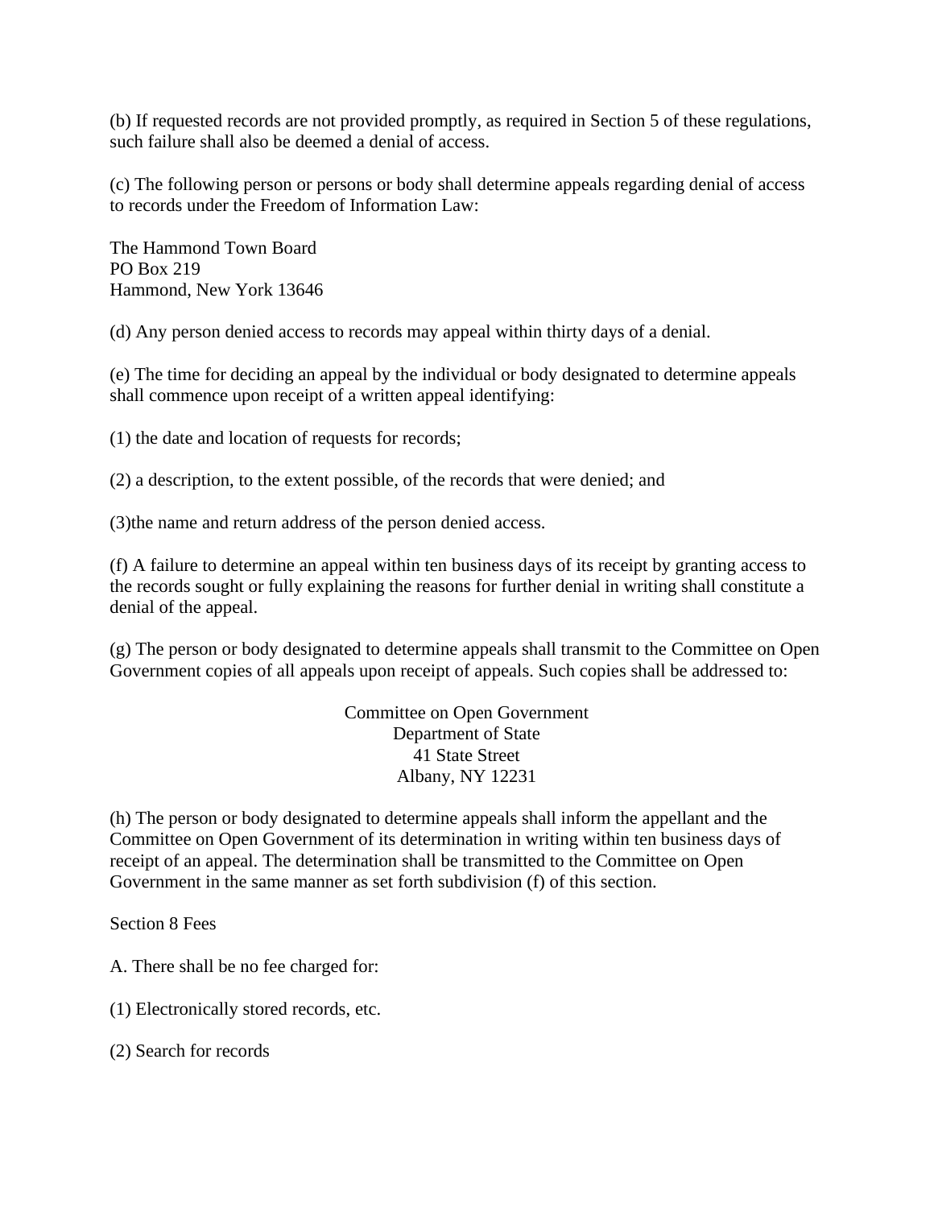(b) If requested records are not provided promptly, as required in Section 5 of these regulations, such failure shall also be deemed a denial of access.

(c) The following person or persons or body shall determine appeals regarding denial of access to records under the Freedom of Information Law:

The Hammond Town Board
PO Box 219
Hammond, New York 13646

(d) Any person denied access to records may appeal within thirty days of a denial.

(e) The time for deciding an appeal by the individual or body designated to determine appeals shall commence upon receipt of a written appeal identifying:

(1) the date and location of requests for records;

(2) a description, to the extent possible, of the records that were denied; and

(3)the name and return address of the person denied access.

(f) A failure to determine an appeal within ten business days of its receipt by granting access to the records sought or fully explaining the reasons for further denial in writing shall constitute a denial of the appeal.

(g) The person or body designated to determine appeals shall transmit to the Committee on Open Government copies of all appeals upon receipt of appeals. Such copies shall be addressed to:

Committee on Open Government
Department of State
41 State Street
Albany, NY 12231

(h) The person or body designated to determine appeals shall inform the appellant and the Committee on Open Government of its determination in writing within ten business days of receipt of an appeal. The determination shall be transmitted to the Committee on Open Government in the same manner as set forth subdivision (f) of this section.

Section 8 Fees

A. There shall be no fee charged for:

(1) Electronically stored records, etc.

(2) Search for records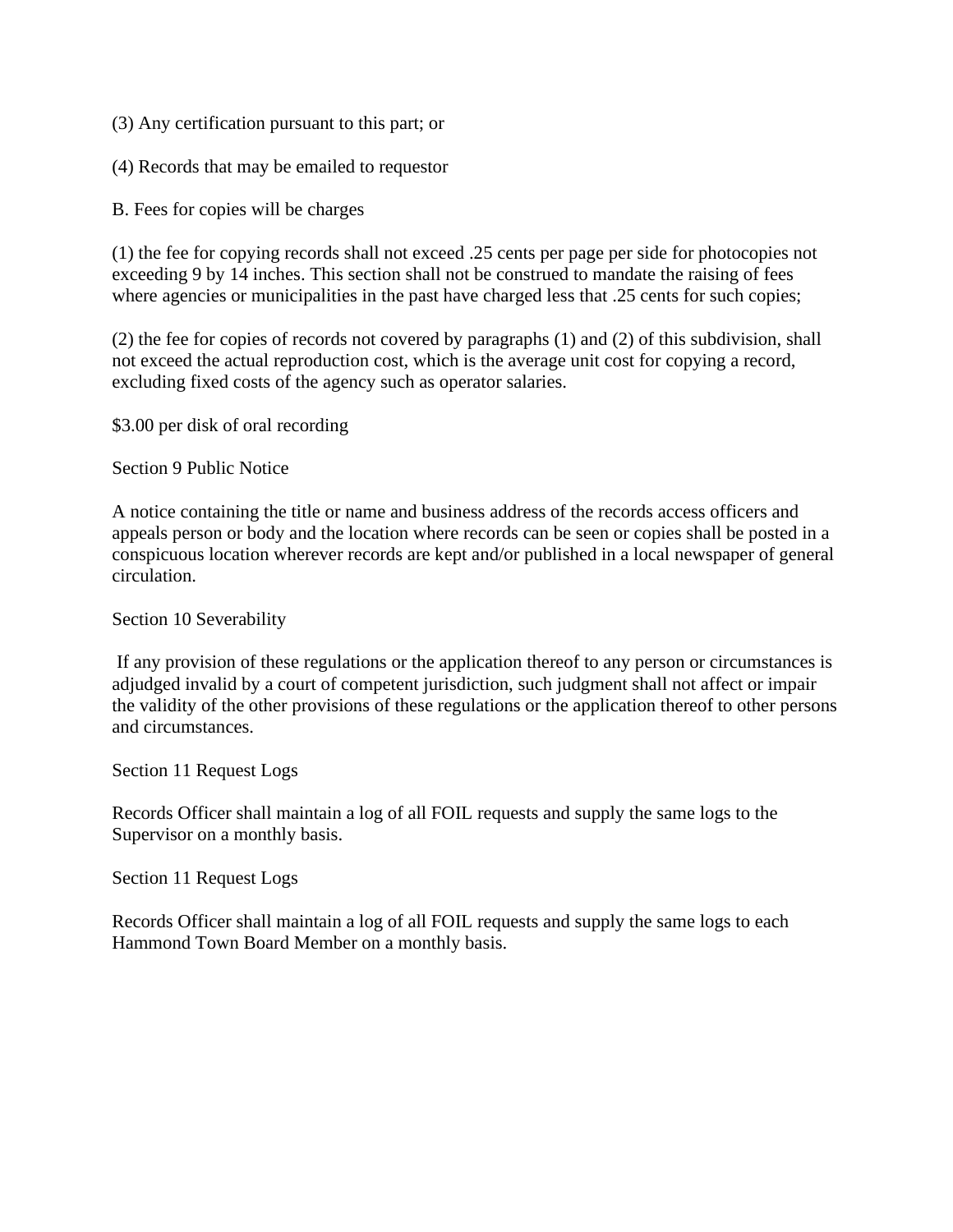(3) Any certification pursuant to this part; or

(4) Records that may be emailed to requestor

B. Fees for copies will be charges

(1) the fee for copying records shall not exceed .25 cents per page per side for photocopies not exceeding 9 by 14 inches. This section shall not be construed to mandate the raising of fees where agencies or municipalities in the past have charged less that .25 cents for such copies;

(2) the fee for copies of records not covered by paragraphs (1) and (2) of this subdivision, shall not exceed the actual reproduction cost, which is the average unit cost for copying a record, excluding fixed costs of the agency such as operator salaries.

$3.00 per disk of oral recording

Section 9 Public Notice

A notice containing the title or name and business address of the records access officers and appeals person or body and the location where records can be seen or copies shall be posted in a conspicuous location wherever records are kept and/or published in a local newspaper of general circulation.

Section 10 Severability

If any provision of these regulations or the application thereof to any person or circumstances is adjudged invalid by a court of competent jurisdiction, such judgment shall not affect or impair the validity of the other provisions of these regulations or the application thereof to other persons and circumstances.

Section 11 Request Logs

Records Officer shall maintain a log of all FOIL requests and supply the same logs to the Supervisor on a monthly basis.

Section 11 Request Logs

Records Officer shall maintain a log of all FOIL requests and supply the same logs to each Hammond Town Board Member on a monthly basis.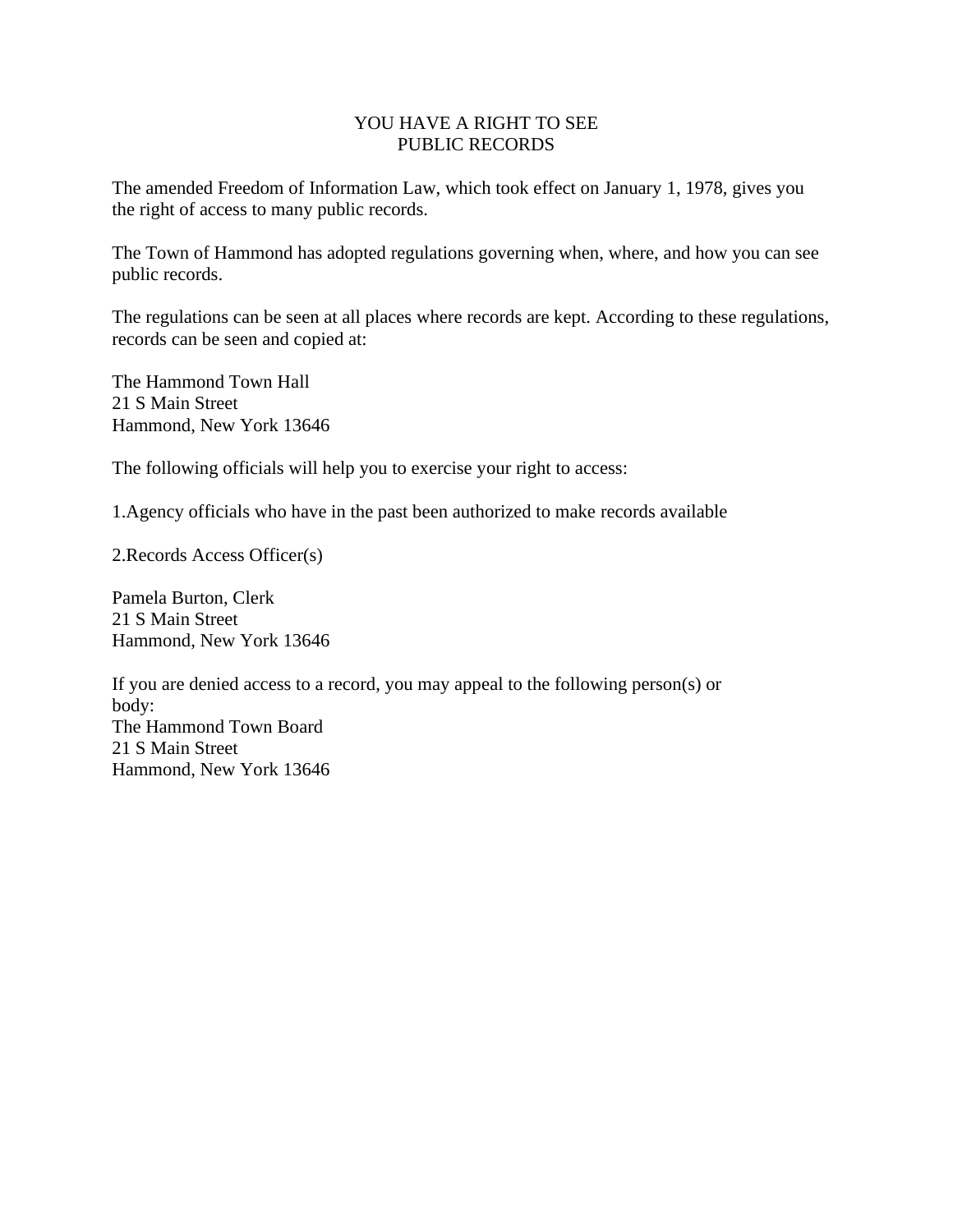# YOU HAVE A RIGHT TO SEE PUBLIC RECORDS

The amended Freedom of Information Law, which took effect on January 1, 1978, gives you the right of access to many public records.

The Town of Hammond has adopted regulations governing when, where, and how you can see public records.

The regulations can be seen at all places where records are kept. According to these regulations, records can be seen and copied at:

The Hammond Town Hall  
21 S Main Street  
Hammond, New York 13646

The following officials will help you to exercise your right to access:

1.Agency officials who have in the past been authorized to make records available

2.Records Access Officer(s)

Pamela Burton, Clerk  
21 S Main Street  
Hammond, New York 13646

If you are denied access to a record, you may appeal to the following person(s) or body:  
The Hammond Town Board  
21 S Main Street  
Hammond, New York 13646